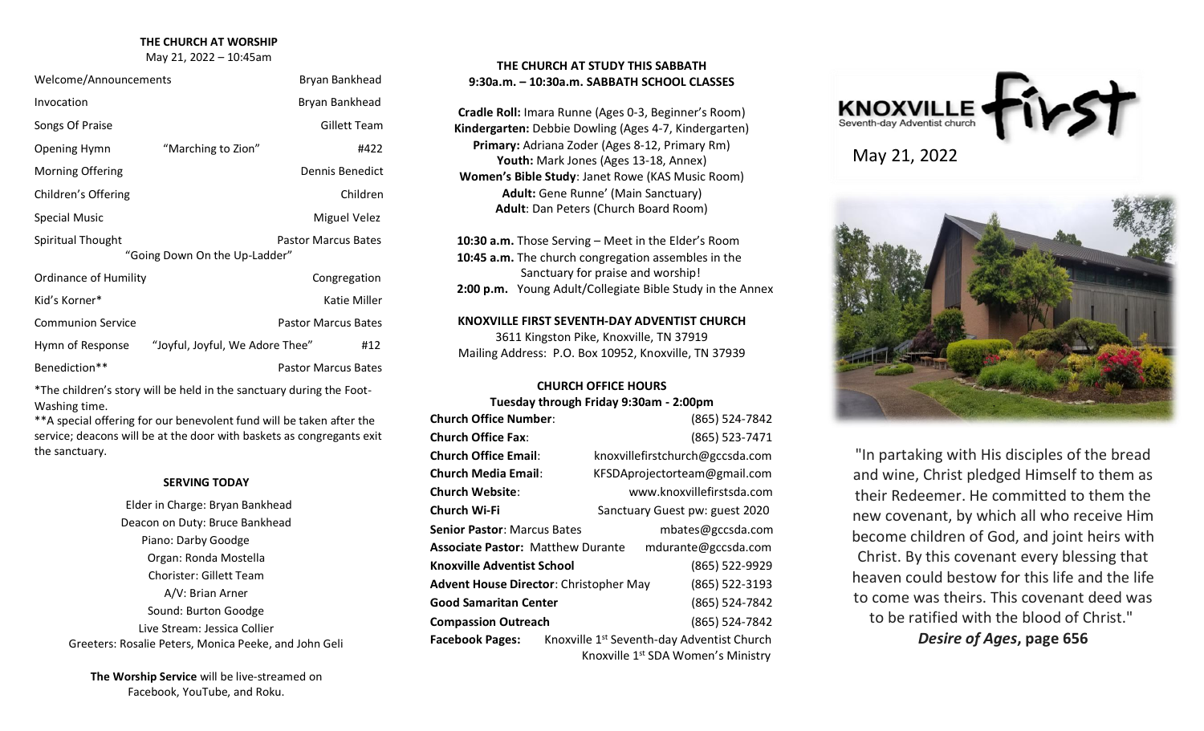## THE CHURCH AT WORSHIP

May 21, 2022 – 10:45am

| | | |
|---|---|---|
| Welcome/Announcements | | Bryan Bankhead |
| Invocation | | Bryan Bankhead |
| Songs Of Praise | | Gillett Team |
| Opening Hymn | "Marching to Zion" | #422 |
| Morning Offering | | Dennis Benedict |
| Children's Offering | | Children |
| Special Music | | Miguel Velez |
| Spiritual Thought | "Going Down On the Up-Ladder" | Pastor Marcus Bates |
| Ordinance of Humility | | Congregation |
| Kid's Korner* | | Katie Miller |
| Communion Service | | Pastor Marcus Bates |
| Hymn of Response | "Joyful, Joyful, We Adore Thee" | #12 |
| Benediction** | | Pastor Marcus Bates |

*The children's story will be held in the sanctuary during the Foot-Washing time.

**A special offering for our benevolent fund will be taken after the service; deacons will be at the door with baskets as congregants exit the sanctuary.

### SERVING TODAY

Elder in Charge: Bryan Bankhead
Deacon on Duty: Bruce Bankhead
Piano: Darby Goodge
Organ: Ronda Mostella
Chorister: Gillett Team
A/V: Brian Arner
Sound: Burton Goodge
Live Stream: Jessica Collier
Greeters: Rosalie Peters, Monica Peeke, and John Geli

**The Worship Service** will be live-streamed on Facebook, YouTube, and Roku.

## THE CHURCH AT STUDY THIS SABBATH
## 9:30a.m. – 10:30a.m. SABBATH SCHOOL CLASSES

**Cradle Roll:** Imara Runne (Ages 0-3, Beginner's Room)
**Kindergarten:** Debbie Dowling (Ages 4-7, Kindergarten)
**Primary:** Adriana Zoder (Ages 8-12, Primary Rm)
**Youth:** Mark Jones (Ages 13-18, Annex)
**Women's Bible Study**: Janet Rowe (KAS Music Room)
**Adult:** Gene Runne' (Main Sanctuary)
**Adult**: Dan Peters (Church Board Room)

**10:30 a.m.** Those Serving – Meet in the Elder's Room
**10:45 a.m.** The church congregation assembles in the Sanctuary for praise and worship!
**2:00 p.m.** Young Adult/Collegiate Bible Study in the Annex

**KNOXVILLE FIRST SEVENTH-DAY ADVENTIST CHURCH**
3611 Kingston Pike, Knoxville, TN 37919
Mailing Address: P.O. Box 10952, Knoxville, TN 37939

### CHURCH OFFICE HOURS
**Tuesday through Friday 9:30am - 2:00pm**

| | |
|---|---|
| **Church Office Number**: | (865) 524-7842 |
| **Church Office Fax**: | (865) 523-7471 |
| **Church Office Email**: | knoxvillefirstchurch@gccsda.com |
| **Church Media Email**: | KFSDAprojectorteam@gmail.com |
| **Church Website**: | www.knoxvillefirstsda.com |
| **Church Wi-Fi** | Sanctuary Guest pw: guest 2020 |
| **Senior Pastor**: Marcus Bates | mbates@gccsda.com |
| **Associate Pastor:** Matthew Durante | mdurante@gccsda.com |
| **Knoxville Adventist School** | (865) 522-9929 |
| **Advent House Director**: Christopher May | (865) 522-3193 |
| **Good Samaritan Center** | (865) 524-7842 |
| **Compassion Outreach** | (865) 524-7842 |
| **Facebook Pages:** | Knoxville 1st Seventh-day Adventist Church<br>Knoxville 1st SDA Women's Ministry |

# KNOXVILLE First
Seventh-day Adventist church

May 21, 2022

"In partaking with His disciples of the bread and wine, Christ pledged Himself to them as their Redeemer. He committed to them the new covenant, by which all who receive Him become children of God, and joint heirs with Christ. By this covenant every blessing that heaven could bestow for this life and the life to come was theirs. This covenant deed was to be ratified with the blood of Christ."
***Desire of Ages*, page 656**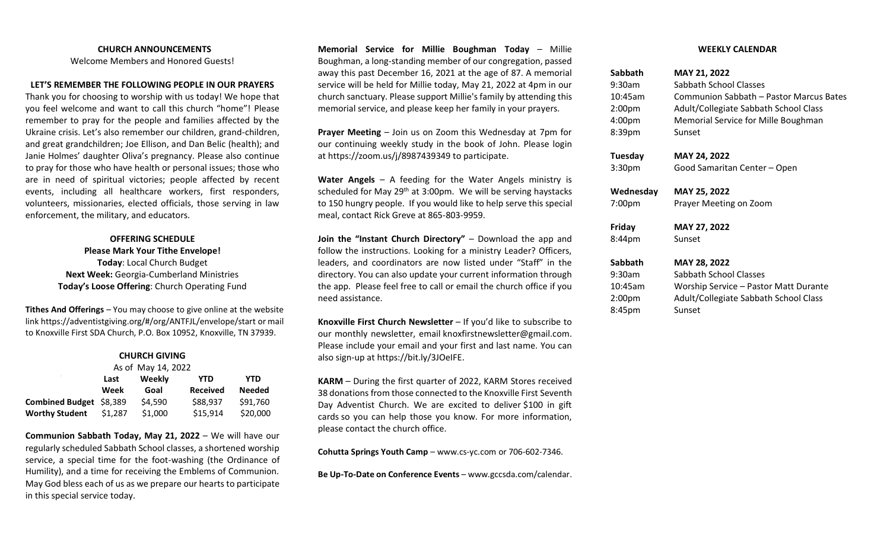## CHURCH ANNOUNCEMENTS

Welcome Members and Honored Guests!

### LET'S REMEMBER THE FOLLOWING PEOPLE IN OUR PRAYERS

Thank you for choosing to worship with us today! We hope that you feel welcome and want to call this church "home"! Please remember to pray for the people and families affected by the Ukraine crisis. Let's also remember our children, grand-children, and great grandchildren; Joe Ellison, and Dan Belic (health); and Janie Holmes' daughter Oliva's pregnancy. Please also continue to pray for those who have health or personal issues; those who are in need of spiritual victories; people affected by recent events, including all healthcare workers, first responders, volunteers, missionaries, elected officials, those serving in law enforcement, the military, and educators.

### OFFERING SCHEDULE

**Please Mark Your Tithe Envelope!**
**Today**: Local Church Budget
**Next Week:** Georgia-Cumberland Ministries
**Today's Loose Offering**: Church Operating Fund

**Tithes And Offerings** – You may choose to give online at the website link https://adventistgiving.org/#/org/ANTFJL/envelope/start or mail to Knoxville First SDA Church, P.O. Box 10952, Knoxville, TN 37939.

### CHURCH GIVING

As of May 14, 2022

| | Last Week | Weekly Goal | YTD Received | YTD Needed |
|---|---|---|---|---|
| **Combined Budget** | $8,389 | $4,590 | $88,937 | $91,760 |
| **Worthy Student** | $1,287 | $1,000 | $15,914 | $20,000 |

**Communion Sabbath Today, May 21, 2022** – We will have our regularly scheduled Sabbath School classes, a shortened worship service, a special time for the foot-washing (the Ordinance of Humility), and a time for receiving the Emblems of Communion. May God bless each of us as we prepare our hearts to participate in this special service today.

**Memorial Service for Millie Boughman Today** – Millie Boughman, a long-standing member of our congregation, passed away this past December 16, 2021 at the age of 87. A memorial service will be held for Millie today, May 21, 2022 at 4pm in our church sanctuary. Please support Millie's family by attending this memorial service, and please keep her family in your prayers.

**Prayer Meeting** – Join us on Zoom this Wednesday at 7pm for our continuing weekly study in the book of John. Please login at https://zoom.us/j/8987439349 to participate.

**Water Angels** – A feeding for the Water Angels ministry is scheduled for May 29th at 3:00pm. We will be serving haystacks to 150 hungry people. If you would like to help serve this special meal, contact Rick Greve at 865-803-9959.

**Join the "Instant Church Directory"** – Download the app and follow the instructions. Looking for a ministry Leader? Officers, leaders, and coordinators are now listed under "Staff" in the directory. You can also update your current information through the app. Please feel free to call or email the church office if you need assistance.

**Knoxville First Church Newsletter** – If you'd like to subscribe to our monthly newsletter, email knoxfirstnewsletter@gmail.com. Please include your email and your first and last name. You can also sign-up at https://bit.ly/3JOeIFE.

**KARM** – During the first quarter of 2022, KARM Stores received 38 donations from those connected to the Knoxville First Seventh Day Adventist Church. We are excited to deliver $100 in gift cards so you can help those you know. For more information, please contact the church office.

**Cohutta Springs Youth Camp** – www.cs-yc.com or 706-602-7346.

**Be Up-To-Date on Conference Events** – www.gccsda.com/calendar.

## WEEKLY CALENDAR

| | |
|---|---|
| **Sabbath** | **MAY 21, 2022** |
| 9:30am | Sabbath School Classes |
| 10:45am | Communion Sabbath – Pastor Marcus Bates |
| 2:00pm | Adult/Collegiate Sabbath School Class |
| 4:00pm | Memorial Service for Mille Boughman |
| 8:39pm | Sunset |
| **Tuesday** | **MAY 24, 2022** |
| 3:30pm | Good Samaritan Center – Open |
| **Wednesday** | **MAY 25, 2022** |
| 7:00pm | Prayer Meeting on Zoom |
| **Friday** | **MAY 27, 2022** |
| 8:44pm | Sunset |
| **Sabbath** | **MAY 28, 2022** |
| 9:30am | Sabbath School Classes |
| 10:45am | Worship Service – Pastor Matt Durante |
| 2:00pm | Adult/Collegiate Sabbath School Class |
| 8:45pm | Sunset |